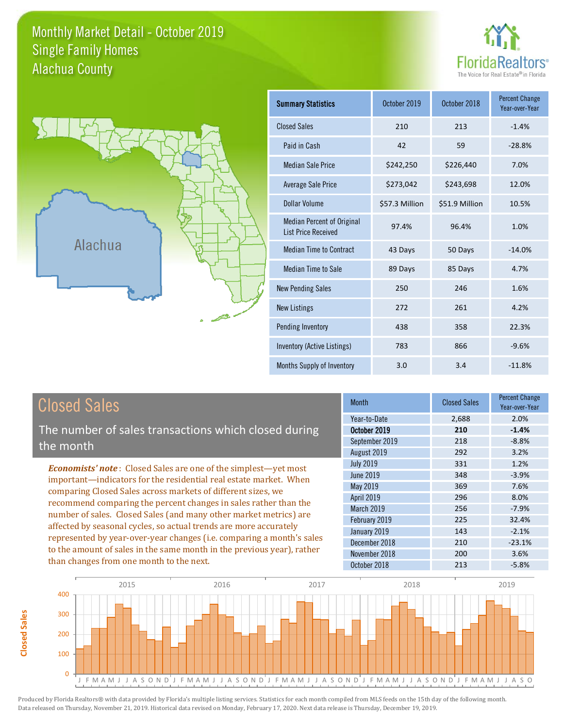# Monthly Market Detail - October 2019
## Single Family Homes
## Alachua County

FloridaRealtors® The Voice for Real Estate® in Florida

Alachua

| Summary Statistics | October 2019 | October 2018 | Percent Change Year-over-Year |
|---|---|---|---|
| Closed Sales | 210 | 213 | -1.4% |
| Paid in Cash | 42 | 59 | -28.8% |
| Median Sale Price | $242,250 | $226,440 | 7.0% |
| Average Sale Price | $273,042 | $243,698 | 12.0% |
| Dollar Volume | $57.3 Million | $51.9 Million | 10.5% |
| Median Percent of Original List Price Received | 97.4% | 96.4% | 1.0% |
| Median Time to Contract | 43 Days | 50 Days | -14.0% |
| Median Time to Sale | 89 Days | 85 Days | 4.7% |
| New Pending Sales | 250 | 246 | 1.6% |
| New Listings | 272 | 261 | 4.2% |
| Pending Inventory | 438 | 358 | 22.3% |
| Inventory (Active Listings) | 783 | 866 | -9.6% |
| Months Supply of Inventory | 3.0 | 3.4 | -11.8% |

## Closed Sales

The number of sales transactions which closed during the month

*Economists' note*: Closed Sales are one of the simplest—yet most important—indicators for the residential real estate market. When comparing Closed Sales across markets of different sizes, we recommend comparing the percent changes in sales rather than the number of sales. Closed Sales (and many other market metrics) are affected by seasonal cycles, so actual trends are more accurately represented by year-over-year changes (i.e. comparing a month's sales to the amount of sales in the same month in the previous year), rather than changes from one month to the next.

| Month | Closed Sales | Percent Change Year-over-Year |
|---|---|---|
| Year-to-Date | 2,688 | 2.0% |
| **October 2019** | **210** | **-1.4%** |
| September 2019 | 218 | -8.8% |
| August 2019 | 292 | 3.2% |
| July 2019 | 331 | 1.2% |
| June 2019 | 348 | -3.9% |
| May 2019 | 369 | 7.6% |
| April 2019 | 296 | 8.0% |
| March 2019 | 256 | -7.9% |
| February 2019 | 225 | 32.4% |
| January 2019 | 143 | -2.1% |
| December 2018 | 210 | -23.1% |
| November 2018 | 200 | 3.6% |
| October 2018 | 213 | -5.8% |

Produced by Florida Realtors® with data provided by Florida's multiple listing services. Statistics for each month compiled from MLS feeds on the 15th day of the following month. Data released on Thursday, November 21, 2019. Historical data revised on Monday, February 17, 2020. Next data release is Thursday, December 19, 2019.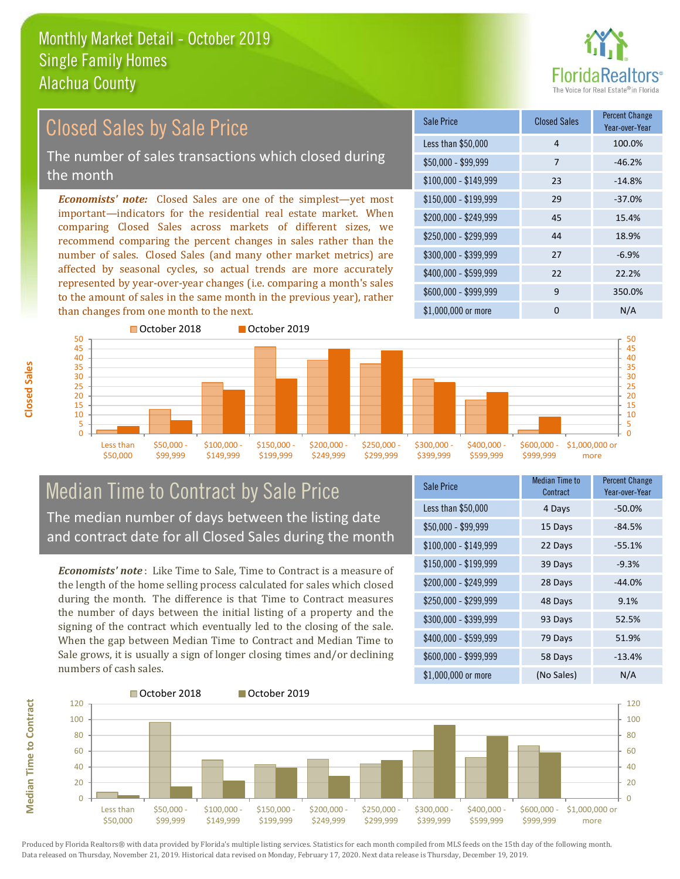# Monthly Market Detail - October 2019
## Single Family Homes
## Alachua County

## Closed Sales by Sale Price

The number of sales transactions which closed during the month

***Economists' note:*** Closed Sales are one of the simplest—yet most important—indicators for the residential real estate market. When comparing Closed Sales across markets of different sizes, we recommend comparing the percent changes in sales rather than the number of sales. Closed Sales (and many other market metrics) are affected by seasonal cycles, so actual trends are more accurately represented by year-over-year changes (i.e. comparing a month's sales to the amount of sales in the same month in the previous year), rather than changes from one month to the next.

| Sale Price | Closed Sales | Percent Change Year-over-Year |
|---|---|---|
| Less than $50,000 | 4 | 100.0% |
| $50,000 - $99,999 | 7 | -46.2% |
| $100,000 - $149,999 | 23 | -14.8% |
| $150,000 - $199,999 | 29 | -37.0% |
| $200,000 - $249,999 | 45 | 15.4% |
| $250,000 - $299,999 | 44 | 18.9% |
| $300,000 - $399,999 | 27 | -6.9% |
| $400,000 - $599,999 | 22 | 22.2% |
| $600,000 - $999,999 | 9 | 350.0% |
| $1,000,000 or more | 0 | N/A |

## Median Time to Contract by Sale Price

The median number of days between the listing date and contract date for all Closed Sales during the month

***Economists' note*** : Like Time to Sale, Time to Contract is a measure of the length of the home selling process calculated for sales which closed during the month. The difference is that Time to Contract measures the number of days between the initial listing of a property and the signing of the contract which eventually led to the closing of the sale. When the gap between Median Time to Contract and Median Time to Sale grows, it is usually a sign of longer closing times and/or declining numbers of cash sales.

| Sale Price | Median Time to Contract | Percent Change Year-over-Year |
|---|---|---|
| Less than $50,000 | 4 Days | -50.0% |
| $50,000 - $99,999 | 15 Days | -84.5% |
| $100,000 - $149,999 | 22 Days | -55.1% |
| $150,000 - $199,999 | 39 Days | -9.3% |
| $200,000 - $249,999 | 28 Days | -44.0% |
| $250,000 - $299,999 | 48 Days | 9.1% |
| $300,000 - $399,999 | 93 Days | 52.5% |
| $400,000 - $599,999 | 79 Days | 51.9% |
| $600,000 - $999,999 | 58 Days | -13.4% |
| $1,000,000 or more | (No Sales) | N/A |

Produced by Florida Realtors® with data provided by Florida's multiple listing services. Statistics for each month compiled from MLS feeds on the 15th day of the following month. Data released on Thursday, November 21, 2019. Historical data revised on Monday, February 17, 2020. Next data release is Thursday, December 19, 2019.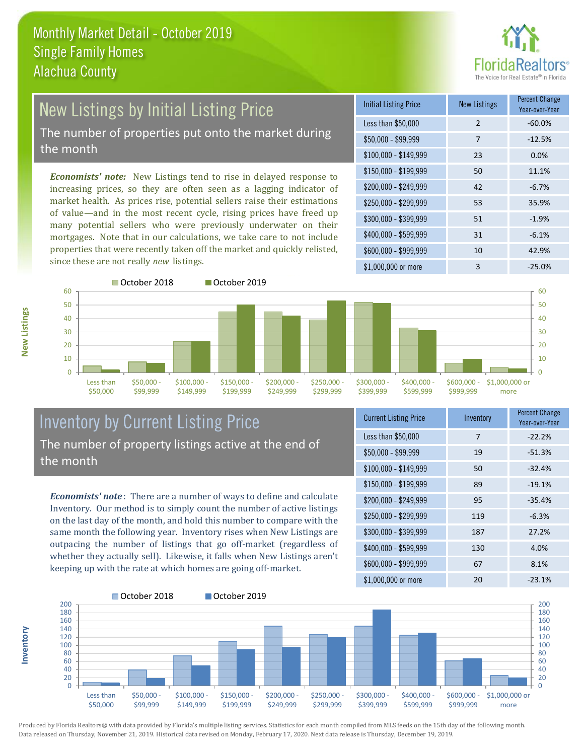# Monthly Market Detail - October 2019
## Single Family Homes
## Alachua County

## New Listings by Initial Listing Price

The number of properties put onto the market during the month

***Economists' note:*** New Listings tend to rise in delayed response to increasing prices, so they are often seen as a lagging indicator of market health. As prices rise, potential sellers raise their estimations of value—and in the most recent cycle, rising prices have freed up many potential sellers who were previously underwater on their mortgages. Note that in our calculations, we take care to not include properties that were recently taken off the market and quickly relisted, since these are not really *new* listings.

| Initial Listing Price | New Listings | Percent Change Year-over-Year |
|---|---|---|
| Less than $50,000 | 2 | -60.0% |
| $50,000 - $99,999 | 7 | -12.5% |
| $100,000 - $149,999 | 23 | 0.0% |
| $150,000 - $199,999 | 50 | 11.1% |
| $200,000 - $249,999 | 42 | -6.7% |
| $250,000 - $299,999 | 53 | 35.9% |
| $300,000 - $399,999 | 51 | -1.9% |
| $400,000 - $599,999 | 31 | -6.1% |
| $600,000 - $999,999 | 10 | 42.9% |
| $1,000,000 or more | 3 | -25.0% |

## Inventory by Current Listing Price

The number of property listings active at the end of the month

***Economists' note*:** There are a number of ways to define and calculate Inventory. Our method is to simply count the number of active listings on the last day of the month, and hold this number to compare with the same month the following year. Inventory rises when New Listings are outpacing the number of listings that go off-market (regardless of whether they actually sell). Likewise, it falls when New Listings aren't keeping up with the rate at which homes are going off-market.

| Current Listing Price | Inventory | Percent Change Year-over-Year |
|---|---|---|
| Less than $50,000 | 7 | -22.2% |
| $50,000 - $99,999 | 19 | -51.3% |
| $100,000 - $149,999 | 50 | -32.4% |
| $150,000 - $199,999 | 89 | -19.1% |
| $200,000 - $249,999 | 95 | -35.4% |
| $250,000 - $299,999 | 119 | -6.3% |
| $300,000 - $399,999 | 187 | 27.2% |
| $400,000 - $599,999 | 130 | 4.0% |
| $600,000 - $999,999 | 67 | 8.1% |
| $1,000,000 or more | 20 | -23.1% |

Produced by Florida Realtors® with data provided by Florida's multiple listing services. Statistics for each month compiled from MLS feeds on the 15th day of the following month. Data released on Thursday, November 21, 2019. Historical data revised on Monday, February 17, 2020. Next data release is Thursday, December 19, 2019.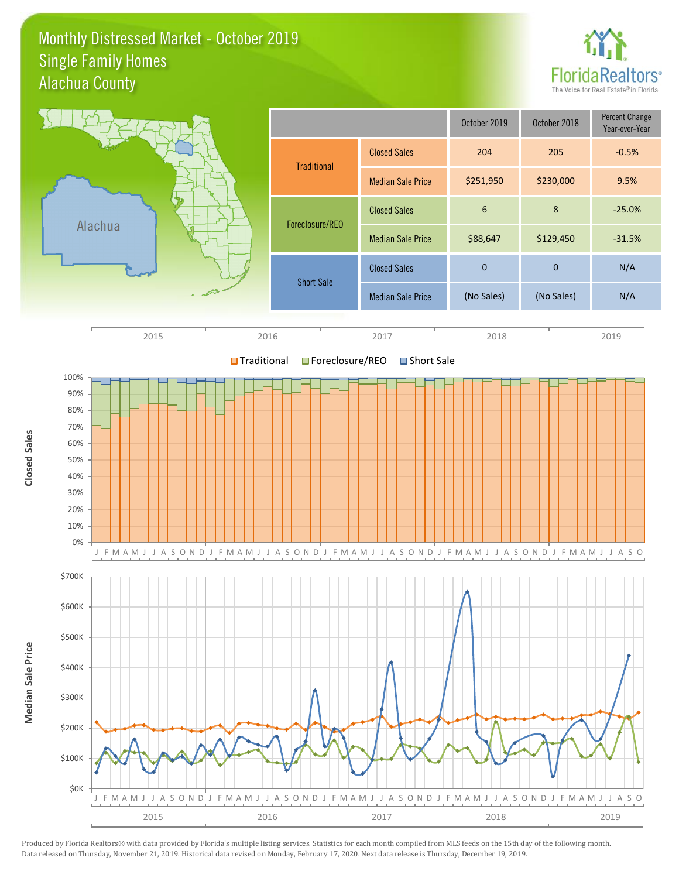# Monthly Distressed Market - October 2019
## Single Family Homes
## Alachua County

| | | October 2019 | October 2018 | Percent Change Year-over-Year |
|---|---|---|---|---|
| Traditional | Closed Sales | 204 | 205 | -0.5% |
| | Median Sale Price | $251,950 | $230,000 | 9.5% |
| Foreclosure/REO | Closed Sales | 6 | 8 | -25.0% |
| | Median Sale Price | $88,647 | $129,450 | -31.5% |
| Short Sale | Closed Sales | 0 | 0 | N/A |
| | Median Sale Price | (No Sales) | (No Sales) | N/A |

Produced by Florida Realtors® with data provided by Florida's multiple listing services. Statistics for each month compiled from MLS feeds on the 15th day of the following month. Data released on Thursday, November 21, 2019. Historical data revised on Monday, February 17, 2020. Next data release is Thursday, December 19, 2019.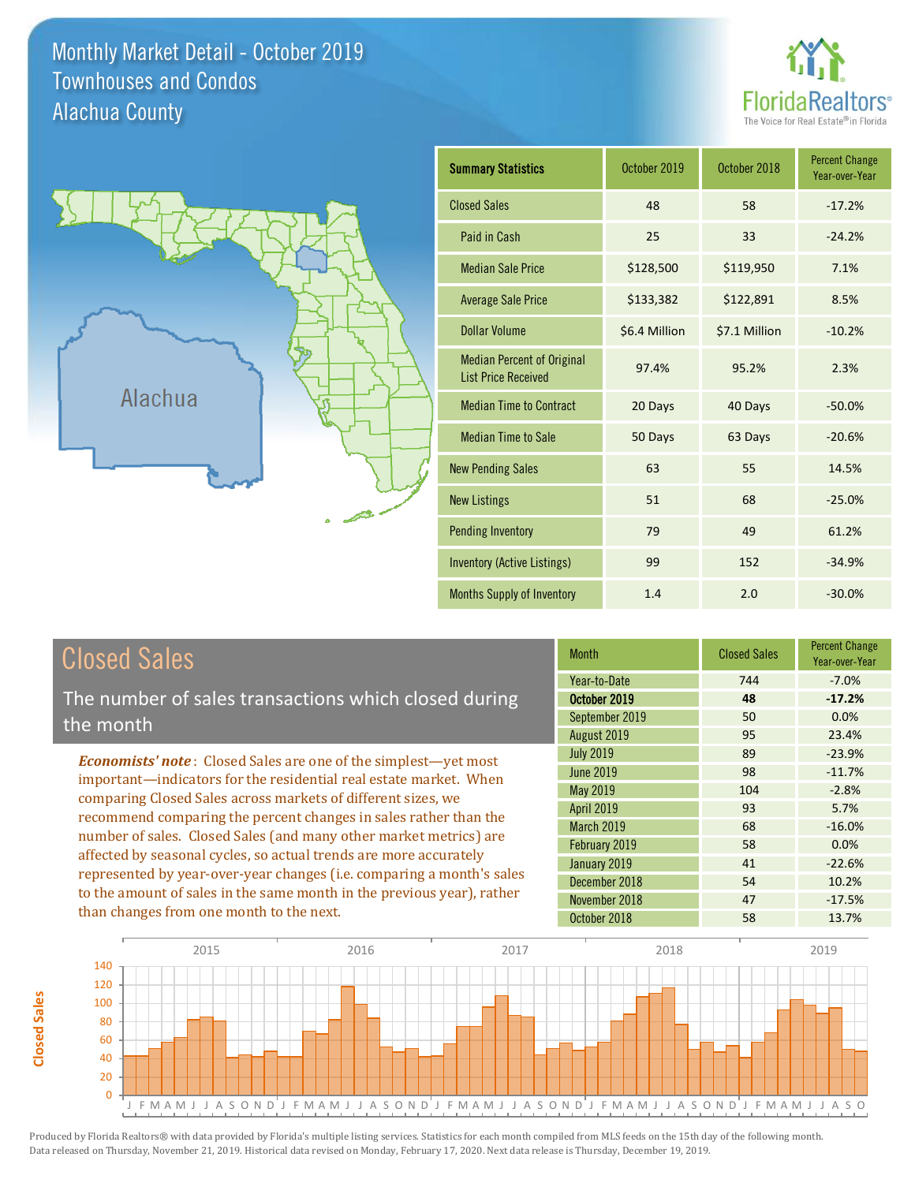# Monthly Market Detail - October 2019
## Townhouses and Condos
## Alachua County

| Summary Statistics | October 2019 | October 2018 | Percent Change Year-over-Year |
|---|---|---|---|
| Closed Sales | 48 | 58 | -17.2% |
| Paid in Cash | 25 | 33 | -24.2% |
| Median Sale Price | $128,500 | $119,950 | 7.1% |
| Average Sale Price | $133,382 | $122,891 | 8.5% |
| Dollar Volume | $6.4 Million | $7.1 Million | -10.2% |
| Median Percent of Original List Price Received | 97.4% | 95.2% | 2.3% |
| Median Time to Contract | 20 Days | 40 Days | -50.0% |
| Median Time to Sale | 50 Days | 63 Days | -20.6% |
| New Pending Sales | 63 | 55 | 14.5% |
| New Listings | 51 | 68 | -25.0% |
| Pending Inventory | 79 | 49 | 61.2% |
| Inventory (Active Listings) | 99 | 152 | -34.9% |
| Months Supply of Inventory | 1.4 | 2.0 | -30.0% |

## Closed Sales

The number of sales transactions which closed during the month

*Economists' note*: Closed Sales are one of the simplest—yet most important—indicators for the residential real estate market. When comparing Closed Sales across markets of different sizes, we recommend comparing the percent changes in sales rather than the number of sales. Closed Sales (and many other market metrics) are affected by seasonal cycles, so actual trends are more accurately represented by year-over-year changes (i.e. comparing a month's sales to the amount of sales in the same month in the previous year), rather than changes from one month to the next.

| Month | Closed Sales | Percent Change Year-over-Year |
|---|---|---|
| Year-to-Date | 744 | -7.0% |
| **October 2019** | **48** | **-17.2%** |
| September 2019 | 50 | 0.0% |
| August 2019 | 95 | 23.4% |
| July 2019 | 89 | -23.9% |
| June 2019 | 98 | -11.7% |
| May 2019 | 104 | -2.8% |
| April 2019 | 93 | 5.7% |
| March 2019 | 68 | -16.0% |
| February 2019 | 58 | 0.0% |
| January 2019 | 41 | -22.6% |
| December 2018 | 54 | 10.2% |
| November 2018 | 47 | -17.5% |
| October 2018 | 58 | 13.7% |

Produced by Florida Realtors® with data provided by Florida's multiple listing services. Statistics for each month compiled from MLS feeds on the 15th day of the following month. Data released on Thursday, November 21, 2019. Historical data revised on Monday, February 17, 2020. Next data release is Thursday, December 19, 2019.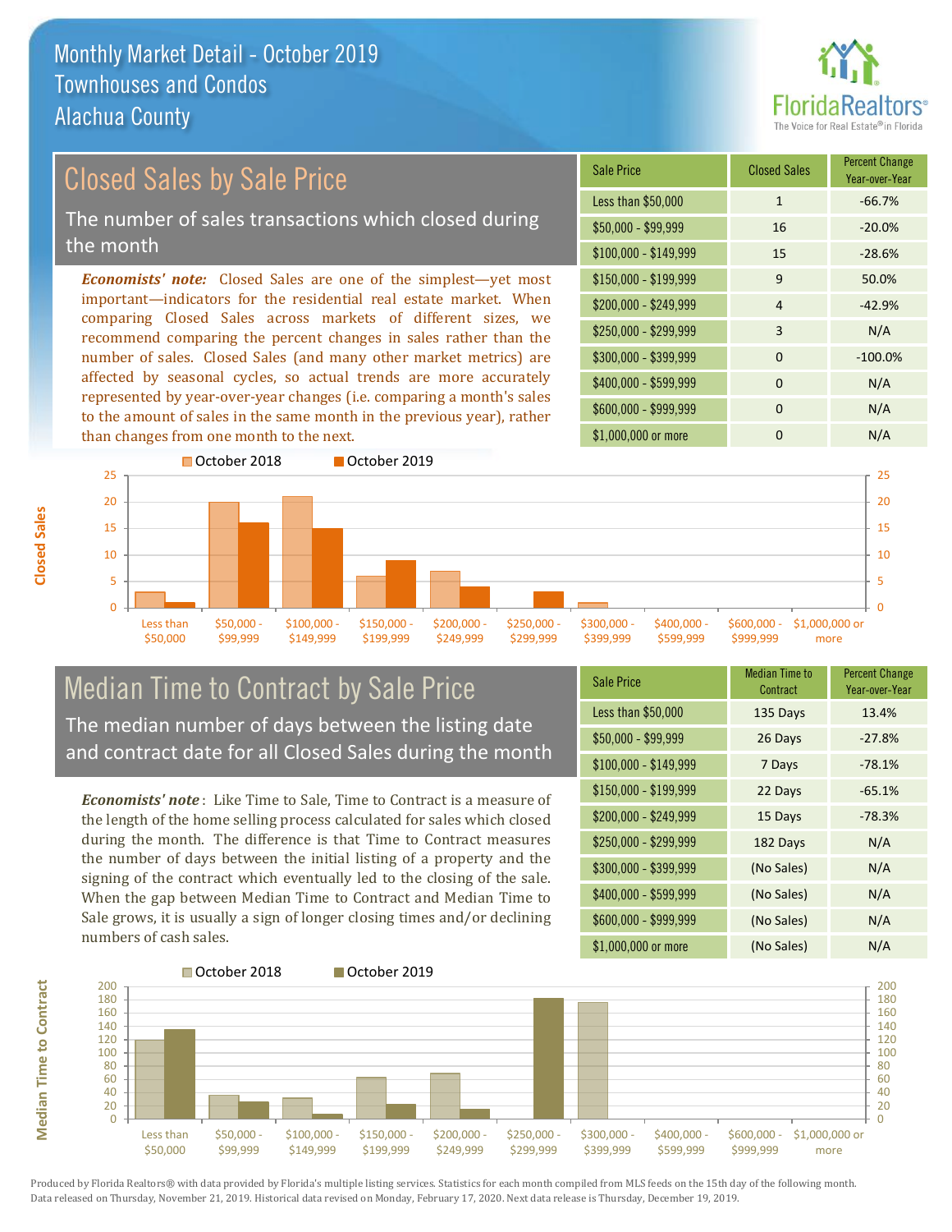# Monthly Market Detail - October 2019
## Townhouses and Condos
## Alachua County

## Closed Sales by Sale Price

The number of sales transactions which closed during the month

***Economists' note:*** Closed Sales are one of the simplest—yet most important—indicators for the residential real estate market. When comparing Closed Sales across markets of different sizes, we recommend comparing the percent changes in sales rather than the number of sales. Closed Sales (and many other market metrics) are affected by seasonal cycles, so actual trends are more accurately represented by year-over-year changes (i.e. comparing a month's sales to the amount of sales in the same month in the previous year), rather than changes from one month to the next.

| Sale Price | Closed Sales | Percent Change Year-over-Year |
|---|---|---|
| Less than $50,000 | 1 | -66.7% |
| $50,000 - $99,999 | 16 | -20.0% |
| $100,000 - $149,999 | 15 | -28.6% |
| $150,000 - $199,999 | 9 | 50.0% |
| $200,000 - $249,999 | 4 | -42.9% |
| $250,000 - $299,999 | 3 | N/A |
| $300,000 - $399,999 | 0 | -100.0% |
| $400,000 - $599,999 | 0 | N/A |
| $600,000 - $999,999 | 0 | N/A |
| $1,000,000 or more | 0 | N/A |

## Median Time to Contract by Sale Price

The median number of days between the listing date and contract date for all Closed Sales during the month

***Economists' note*** : Like Time to Sale, Time to Contract is a measure of the length of the home selling process calculated for sales which closed during the month. The difference is that Time to Contract measures the number of days between the initial listing of a property and the signing of the contract which eventually led to the closing of the sale. When the gap between Median Time to Contract and Median Time to Sale grows, it is usually a sign of longer closing times and/or declining numbers of cash sales.

| Sale Price | Median Time to Contract | Percent Change Year-over-Year |
|---|---|---|
| Less than $50,000 | 135 Days | 13.4% |
| $50,000 - $99,999 | 26 Days | -27.8% |
| $100,000 - $149,999 | 7 Days | -78.1% |
| $150,000 - $199,999 | 22 Days | -65.1% |
| $200,000 - $249,999 | 15 Days | -78.3% |
| $250,000 - $299,999 | 182 Days | N/A |
| $300,000 - $399,999 | (No Sales) | N/A |
| $400,000 - $599,999 | (No Sales) | N/A |
| $600,000 - $999,999 | (No Sales) | N/A |
| $1,000,000 or more | (No Sales) | N/A |

Produced by Florida Realtors® with data provided by Florida's multiple listing services. Statistics for each month compiled from MLS feeds on the 15th day of the following month. Data released on Thursday, November 21, 2019. Historical data revised on Monday, February 17, 2020. Next data release is Thursday, December 19, 2019.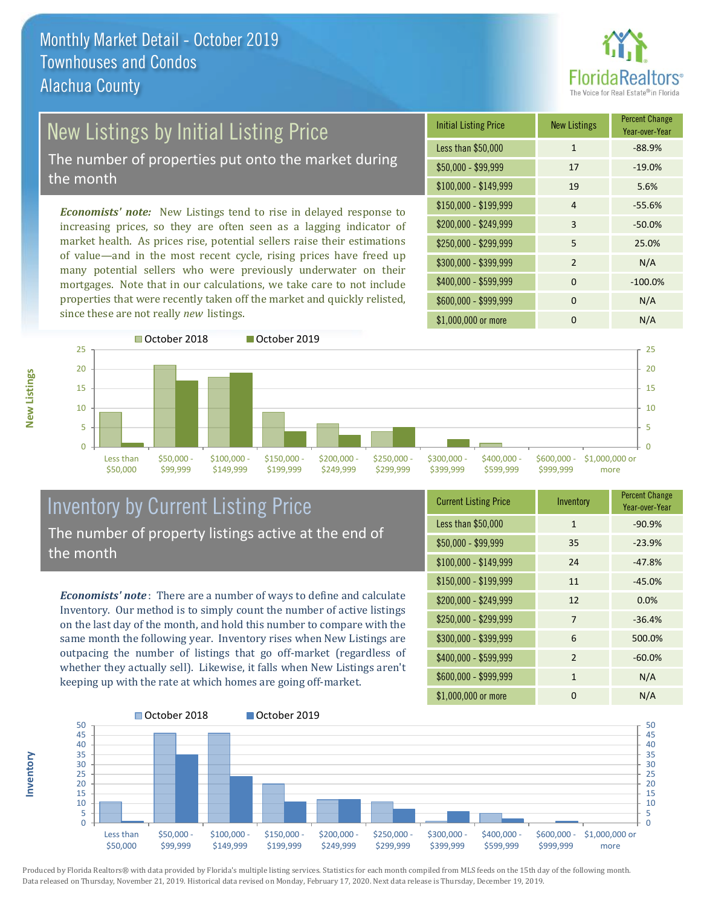# Monthly Market Detail - October 2019
## Townhouses and Condos
## Alachua County

## New Listings by Initial Listing Price

The number of properties put onto the market during the month

*Economists' note:* New Listings tend to rise in delayed response to increasing prices, so they are often seen as a lagging indicator of market health. As prices rise, potential sellers raise their estimations of value—and in the most recent cycle, rising prices have freed up many potential sellers who were previously underwater on their mortgages. Note that in our calculations, we take care to not include properties that were recently taken off the market and quickly relisted, since these are not really *new* listings.

| Initial Listing Price | New Listings | Percent Change Year-over-Year |
|---|---|---|
| Less than $50,000 | 1 | -88.9% |
| $50,000 - $99,999 | 17 | -19.0% |
| $100,000 - $149,999 | 19 | 5.6% |
| $150,000 - $199,999 | 4 | -55.6% |
| $200,000 - $249,999 | 3 | -50.0% |
| $250,000 - $299,999 | 5 | 25.0% |
| $300,000 - $399,999 | 2 | N/A |
| $400,000 - $599,999 | 0 | -100.0% |
| $600,000 - $999,999 | 0 | N/A |
| $1,000,000 or more | 0 | N/A |

## Inventory by Current Listing Price

The number of property listings active at the end of the month

*Economists' note*: There are a number of ways to define and calculate Inventory. Our method is to simply count the number of active listings on the last day of the month, and hold this number to compare with the same month the following year. Inventory rises when New Listings are outpacing the number of listings that go off-market (regardless of whether they actually sell). Likewise, it falls when New Listings aren't keeping up with the rate at which homes are going off-market.

| Current Listing Price | Inventory | Percent Change Year-over-Year |
|---|---|---|
| Less than $50,000 | 1 | -90.9% |
| $50,000 - $99,999 | 35 | -23.9% |
| $100,000 - $149,999 | 24 | -47.8% |
| $150,000 - $199,999 | 11 | -45.0% |
| $200,000 - $249,999 | 12 | 0.0% |
| $250,000 - $299,999 | 7 | -36.4% |
| $300,000 - $399,999 | 6 | 500.0% |
| $400,000 - $599,999 | 2 | -60.0% |
| $600,000 - $999,999 | 1 | N/A |
| $1,000,000 or more | 0 | N/A |

Produced by Florida Realtors® with data provided by Florida's multiple listing services. Statistics for each month compiled from MLS feeds on the 15th day of the following month. Data released on Thursday, November 21, 2019. Historical data revised on Monday, February 17, 2020. Next data release is Thursday, December 19, 2019.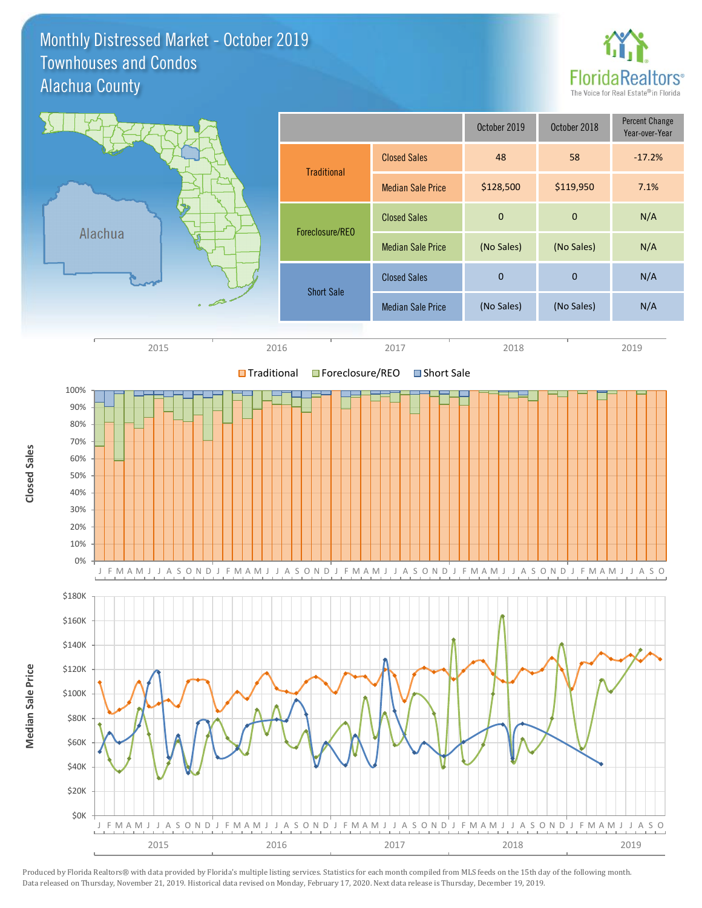# Monthly Distressed Market - October 2019
## Townhouses and Condos
## Alachua County

| | | October 2019 | October 2018 | Percent Change Year-over-Year |
|---|---|---|---|---|
| Traditional | Closed Sales | 48 | 58 | -17.2% |
| | Median Sale Price | $128,500 | $119,950 | 7.1% |
| Foreclosure/REO | Closed Sales | 0 | 0 | N/A |
| | Median Sale Price | (No Sales) | (No Sales) | N/A |
| Short Sale | Closed Sales | 0 | 0 | N/A |
| | Median Sale Price | (No Sales) | (No Sales) | N/A |

Produced by Florida Realtors® with data provided by Florida's multiple listing services. Statistics for each month compiled from MLS feeds on the 15th day of the following month. Data released on Thursday, November 21, 2019. Historical data revised on Monday, February 17, 2020. Next data release is Thursday, December 19, 2019.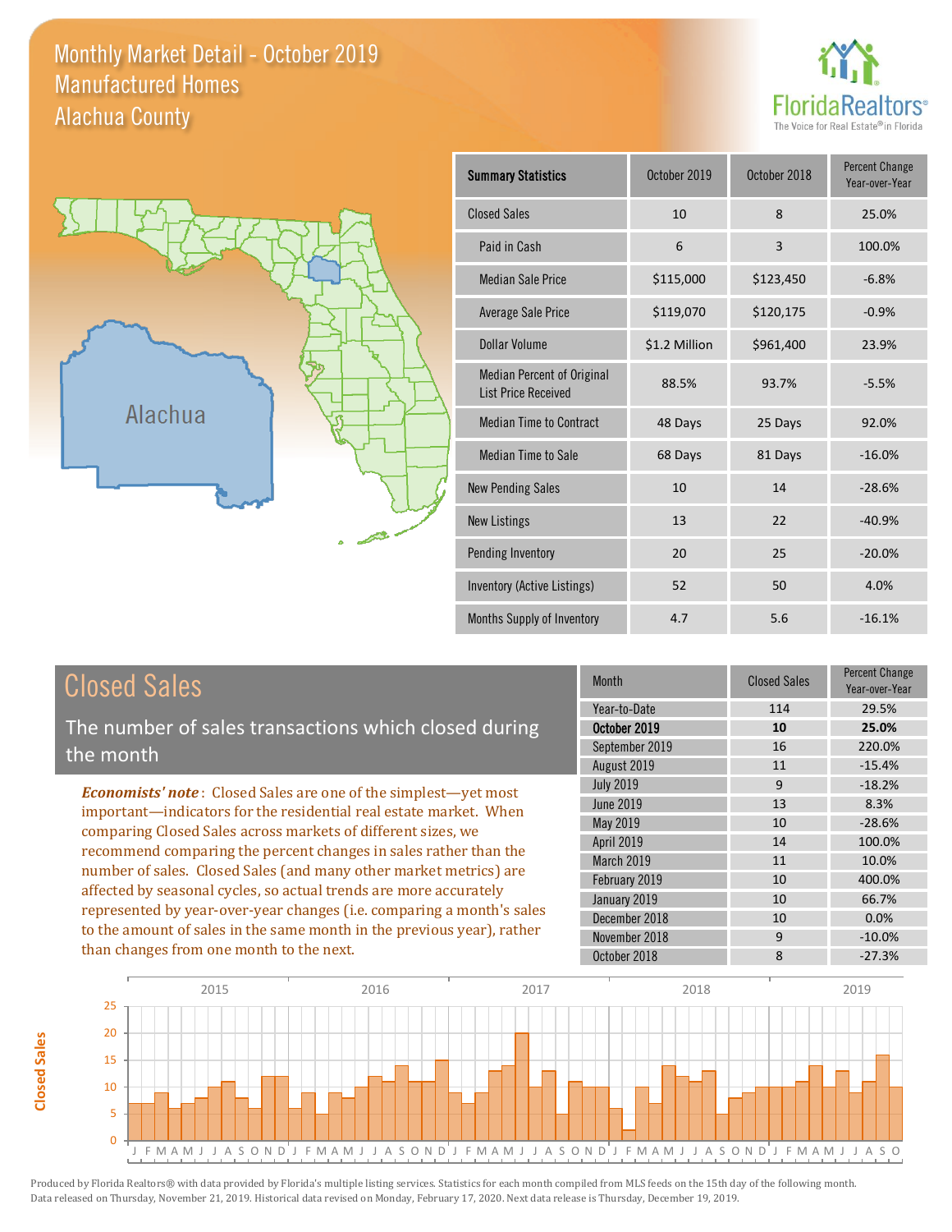# Monthly Market Detail - October 2019
## Manufactured Homes
## Alachua County

FloridaRealtors® The Voice for Real Estate® in Florida

Alachua

| Summary Statistics | October 2019 | October 2018 | Percent Change Year-over-Year |
|---|---|---|---|
| Closed Sales | 10 | 8 | 25.0% |
| Paid in Cash | 6 | 3 | 100.0% |
| Median Sale Price | $115,000 | $123,450 | -6.8% |
| Average Sale Price | $119,070 | $120,175 | -0.9% |
| Dollar Volume | $1.2 Million | $961,400 | 23.9% |
| Median Percent of Original List Price Received | 88.5% | 93.7% | -5.5% |
| Median Time to Contract | 48 Days | 25 Days | 92.0% |
| Median Time to Sale | 68 Days | 81 Days | -16.0% |
| New Pending Sales | 10 | 14 | -28.6% |
| New Listings | 13 | 22 | -40.9% |
| Pending Inventory | 20 | 25 | -20.0% |
| Inventory (Active Listings) | 52 | 50 | 4.0% |
| Months Supply of Inventory | 4.7 | 5.6 | -16.1% |

## Closed Sales

The number of sales transactions which closed during the month

***Economists' note***: Closed Sales are one of the simplest—yet most important—indicators for the residential real estate market. When comparing Closed Sales across markets of different sizes, we recommend comparing the percent changes in sales rather than the number of sales. Closed Sales (and many other market metrics) are affected by seasonal cycles, so actual trends are more accurately represented by year-over-year changes (i.e. comparing a month's sales to the amount of sales in the same month in the previous year), rather than changes from one month to the next.

| Month | Closed Sales | Percent Change Year-over-Year |
|---|---|---|
| Year-to-Date | 114 | 29.5% |
| **October 2019** | **10** | **25.0%** |
| September 2019 | 16 | 220.0% |
| August 2019 | 11 | -15.4% |
| July 2019 | 9 | -18.2% |
| June 2019 | 13 | 8.3% |
| May 2019 | 10 | -28.6% |
| April 2019 | 14 | 100.0% |
| March 2019 | 11 | 10.0% |
| February 2019 | 10 | 400.0% |
| January 2019 | 10 | 66.7% |
| December 2018 | 10 | 0.0% |
| November 2018 | 9 | -10.0% |
| October 2018 | 8 | -27.3% |

Produced by Florida Realtors® with data provided by Florida's multiple listing services. Statistics for each month compiled from MLS feeds on the 15th day of the following month. Data released on Thursday, November 21, 2019. Historical data revised on Monday, February 17, 2020. Next data release is Thursday, December 19, 2019.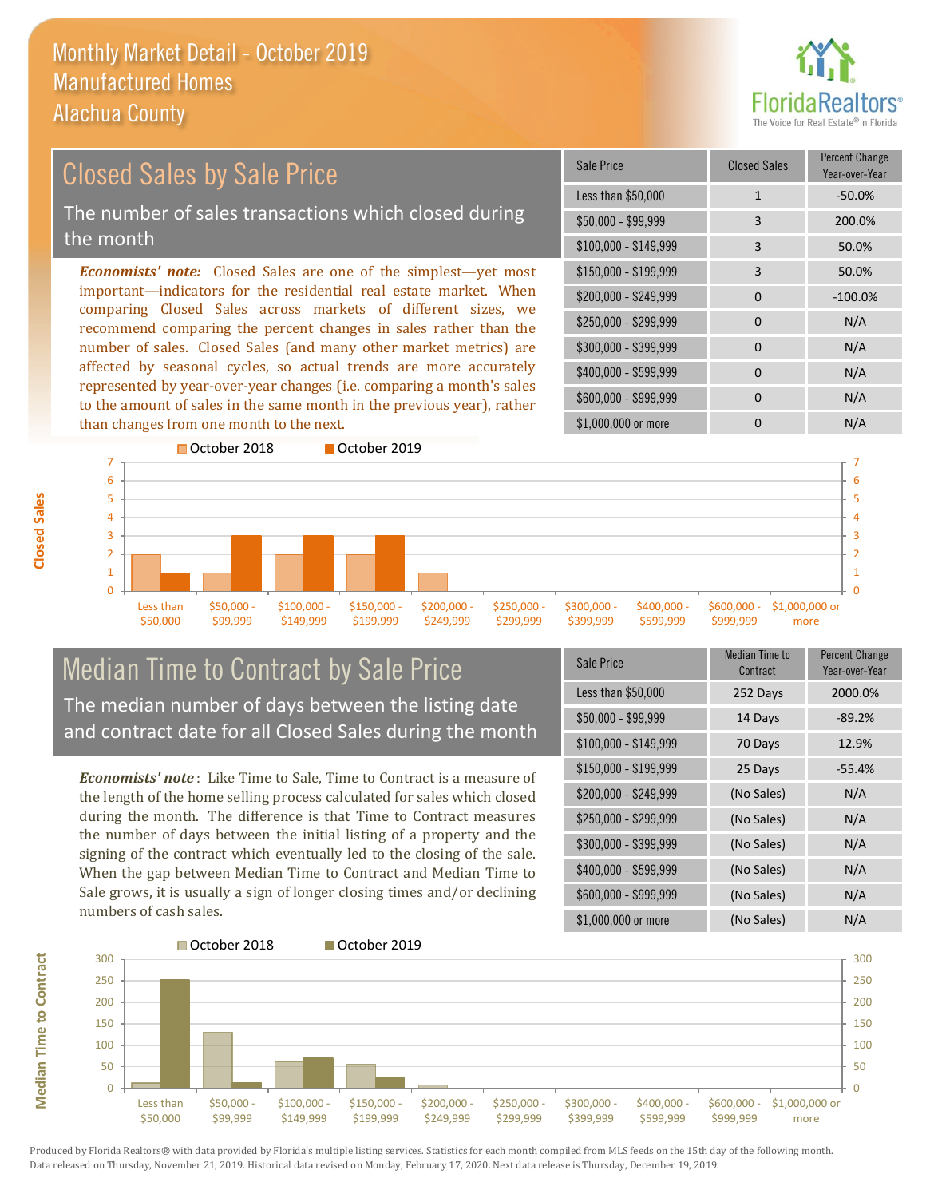# Monthly Market Detail - October 2019
## Manufactured Homes
## Alachua County

## Closed Sales by Sale Price

The number of sales transactions which closed during the month

***Economists' note:*** Closed Sales are one of the simplest—yet most important—indicators for the residential real estate market. When comparing Closed Sales across markets of different sizes, we recommend comparing the percent changes in sales rather than the number of sales. Closed Sales (and many other market metrics) are affected by seasonal cycles, so actual trends are more accurately represented by year-over-year changes (i.e. comparing a month's sales to the amount of sales in the same month in the previous year), rather than changes from one month to the next.

| Sale Price | Closed Sales | Percent Change Year-over-Year |
|---|---|---|
| Less than $50,000 | 1 | -50.0% |
| $50,000 - $99,999 | 3 | 200.0% |
| $100,000 - $149,999 | 3 | 50.0% |
| $150,000 - $199,999 | 3 | 50.0% |
| $200,000 - $249,999 | 0 | -100.0% |
| $250,000 - $299,999 | 0 | N/A |
| $300,000 - $399,999 | 0 | N/A |
| $400,000 - $599,999 | 0 | N/A |
| $600,000 - $999,999 | 0 | N/A |
| $1,000,000 or more | 0 | N/A |

## Median Time to Contract by Sale Price

The median number of days between the listing date and contract date for all Closed Sales during the month

***Economists' note***: Like Time to Sale, Time to Contract is a measure of the length of the home selling process calculated for sales which closed during the month. The difference is that Time to Contract measures the number of days between the initial listing of a property and the signing of the contract which eventually led to the closing of the sale. When the gap between Median Time to Contract and Median Time to Sale grows, it is usually a sign of longer closing times and/or declining numbers of cash sales.

| Sale Price | Median Time to Contract | Percent Change Year-over-Year |
|---|---|---|
| Less than $50,000 | 252 Days | 2000.0% |
| $50,000 - $99,999 | 14 Days | -89.2% |
| $100,000 - $149,999 | 70 Days | 12.9% |
| $150,000 - $199,999 | 25 Days | -55.4% |
| $200,000 - $249,999 | (No Sales) | N/A |
| $250,000 - $299,999 | (No Sales) | N/A |
| $300,000 - $399,999 | (No Sales) | N/A |
| $400,000 - $599,999 | (No Sales) | N/A |
| $600,000 - $999,999 | (No Sales) | N/A |
| $1,000,000 or more | (No Sales) | N/A |

Produced by Florida Realtors® with data provided by Florida's multiple listing services. Statistics for each month compiled from MLS feeds on the 15th day of the following month. Data released on Thursday, November 21, 2019. Historical data revised on Monday, February 17, 2020. Next data release is Thursday, December 19, 2019.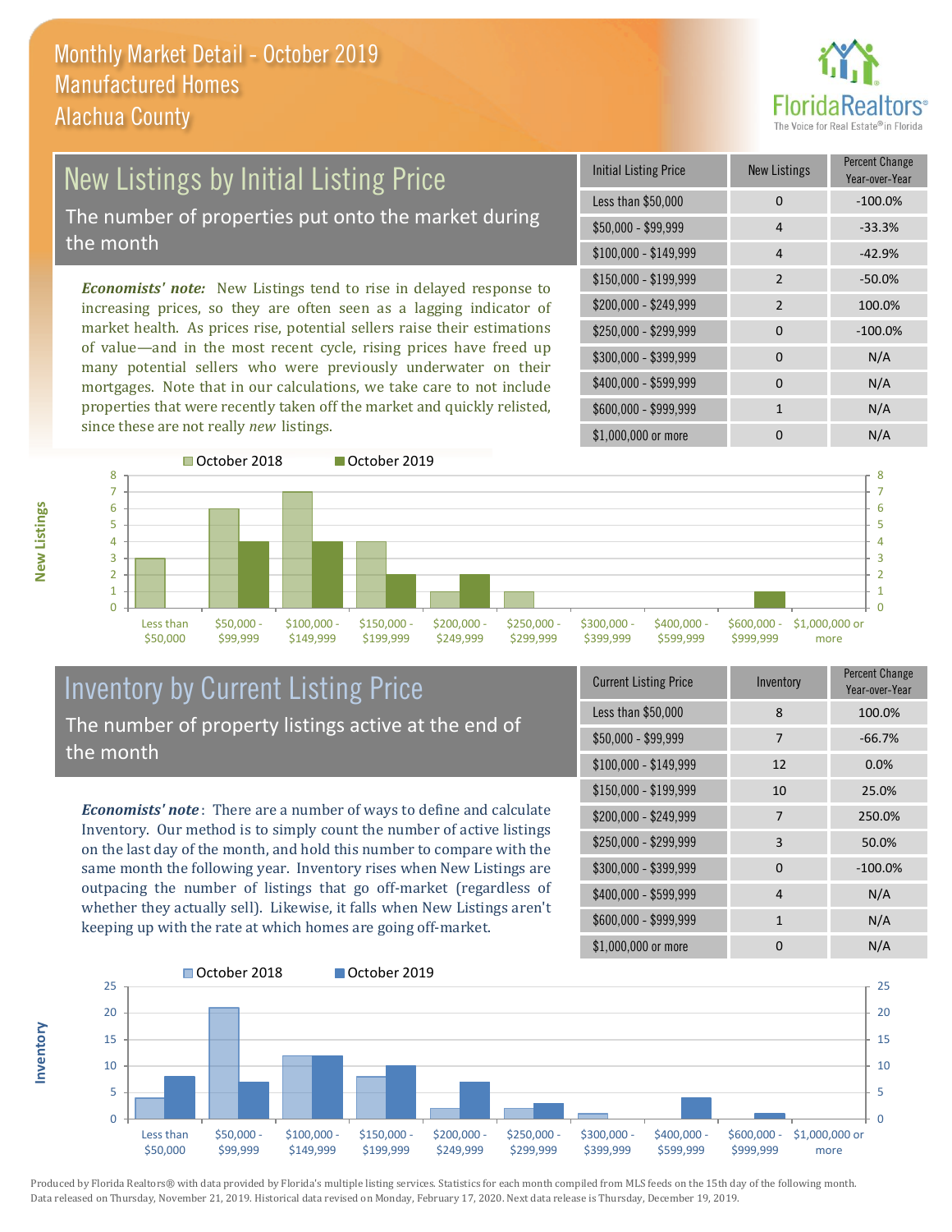# Monthly Market Detail - October 2019
## Manufactured Homes
## Alachua County

## New Listings by Initial Listing Price

The number of properties put onto the market during the month

*Economists' note:* New Listings tend to rise in delayed response to increasing prices, so they are often seen as a lagging indicator of market health. As prices rise, potential sellers raise their estimations of value—and in the most recent cycle, rising prices have freed up many potential sellers who were previously underwater on their mortgages. Note that in our calculations, we take care to not include properties that were recently taken off the market and quickly relisted, since these are not really *new* listings.

| Initial Listing Price | New Listings | Percent Change Year-over-Year |
|---|---|---|
| Less than $50,000 | 0 | -100.0% |
| $50,000 - $99,999 | 4 | -33.3% |
| $100,000 - $149,999 | 4 | -42.9% |
| $150,000 - $199,999 | 2 | -50.0% |
| $200,000 - $249,999 | 2 | 100.0% |
| $250,000 - $299,999 | 0 | -100.0% |
| $300,000 - $399,999 | 0 | N/A |
| $400,000 - $599,999 | 0 | N/A |
| $600,000 - $999,999 | 1 | N/A |
| $1,000,000 or more | 0 | N/A |

| New Listings | October 2018 | October 2019 |
|---|---|---|
| Less than $50,000 | 3 | 0 |
| $50,000 - $99,999 | 6 | 4 |
| $100,000 - $149,999 | 7 | 4 |
| $150,000 - $199,999 | 4 | 2 |
| $200,000 - $249,999 | 1 | 2 |
| $250,000 - $299,999 | 1 | 0 |
| $300,000 - $399,999 | 0 | 0 |
| $400,000 - $599,999 | 0 | 0 |
| $600,000 - $999,999 | 0 | 1 |
| $1,000,000 or more | 0 | 0 |

## Inventory by Current Listing Price

The number of property listings active at the end of the month

*Economists' note*: There are a number of ways to define and calculate Inventory. Our method is to simply count the number of active listings on the last day of the month, and hold this number to compare with the same month the following year. Inventory rises when New Listings are outpacing the number of listings that go off-market (regardless of whether they actually sell). Likewise, it falls when New Listings aren't keeping up with the rate at which homes are going off-market.

| Current Listing Price | Inventory | Percent Change Year-over-Year |
|---|---|---|
| Less than $50,000 | 8 | 100.0% |
| $50,000 - $99,999 | 7 | -66.7% |
| $100,000 - $149,999 | 12 | 0.0% |
| $150,000 - $199,999 | 10 | 25.0% |
| $200,000 - $249,999 | 7 | 250.0% |
| $250,000 - $299,999 | 3 | 50.0% |
| $300,000 - $399,999 | 0 | -100.0% |
| $400,000 - $599,999 | 4 | N/A |
| $600,000 - $999,999 | 1 | N/A |
| $1,000,000 or more | 0 | N/A |

| Inventory | October 2018 | October 2019 |
|---|---|---|
| Less than $50,000 | 4 | 8 |
| $50,000 - $99,999 | 21 | 7 |
| $100,000 - $149,999 | 12 | 12 |
| $150,000 - $199,999 | 8 | 10 |
| $200,000 - $249,999 | 2 | 7 |
| $250,000 - $299,999 | 2 | 3 |
| $300,000 - $399,999 | 1 | 0 |
| $400,000 - $599,999 | 0 | 4 |
| $600,000 - $999,999 | 0 | 1 |
| $1,000,000 or more | 0 | 0 |

Produced by Florida Realtors® with data provided by Florida's multiple listing services. Statistics for each month compiled from MLS feeds on the 15th day of the following month. Data released on Thursday, November 21, 2019. Historical data revised on Monday, February 17, 2020. Next data release is Thursday, December 19, 2019.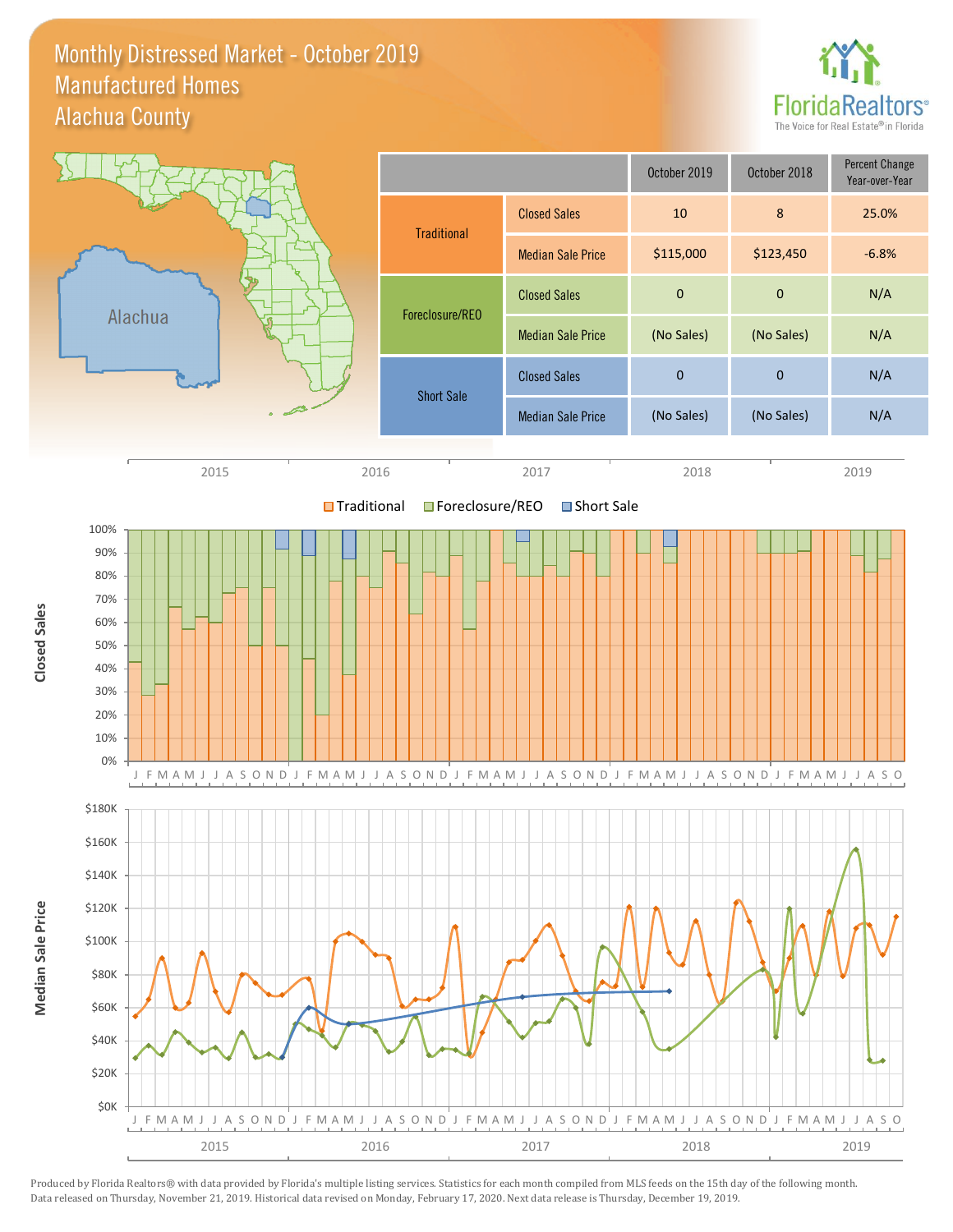# Monthly Distressed Market - October 2019
## Manufactured Homes
## Alachua County

Alachua

FloridaRealtors®
The Voice for Real Estate® in Florida

| | | October 2019 | October 2018 | Percent Change Year-over-Year |
|---|---|---|---|---|
| Traditional | Closed Sales | 10 | 8 | 25.0% |
| | Median Sale Price | $115,000 | $123,450 | -6.8% |
| Foreclosure/REO | Closed Sales | 0 | 0 | N/A |
| | Median Sale Price | (No Sales) | (No Sales) | N/A |
| Short Sale | Closed Sales | 0 | 0 | N/A |
| | Median Sale Price | (No Sales) | (No Sales) | N/A |

2015 2016 2017 2018 2019

Traditional Foreclosure/REO Short Sale

Closed Sales

100% 90% 80% 70% 60% 50% 40% 30% 20% 10% 0%

J F M A M J J A S O N D J F M A M J J A S O N D J F M A M J J A S O N D J F M A M J J A S O N D J F M A M J J A S O

Median Sale Price

$180K $160K $140K $120K $100K $80K $60K $40K $20K $0K

J F M A M J J A S O N D J F M A M J J A S O N D J F M A M J J A S O N D J F M A M J J A S O N D J F M A M J J A S O

2015 2016 2017 2018 2019

Produced by Florida Realtors® with data provided by Florida's multiple listing services. Statistics for each month compiled from MLS feeds on the 15th day of the following month. Data released on Thursday, November 21, 2019. Historical data revised on Monday, February 17, 2020. Next data release is Thursday, December 19, 2019.